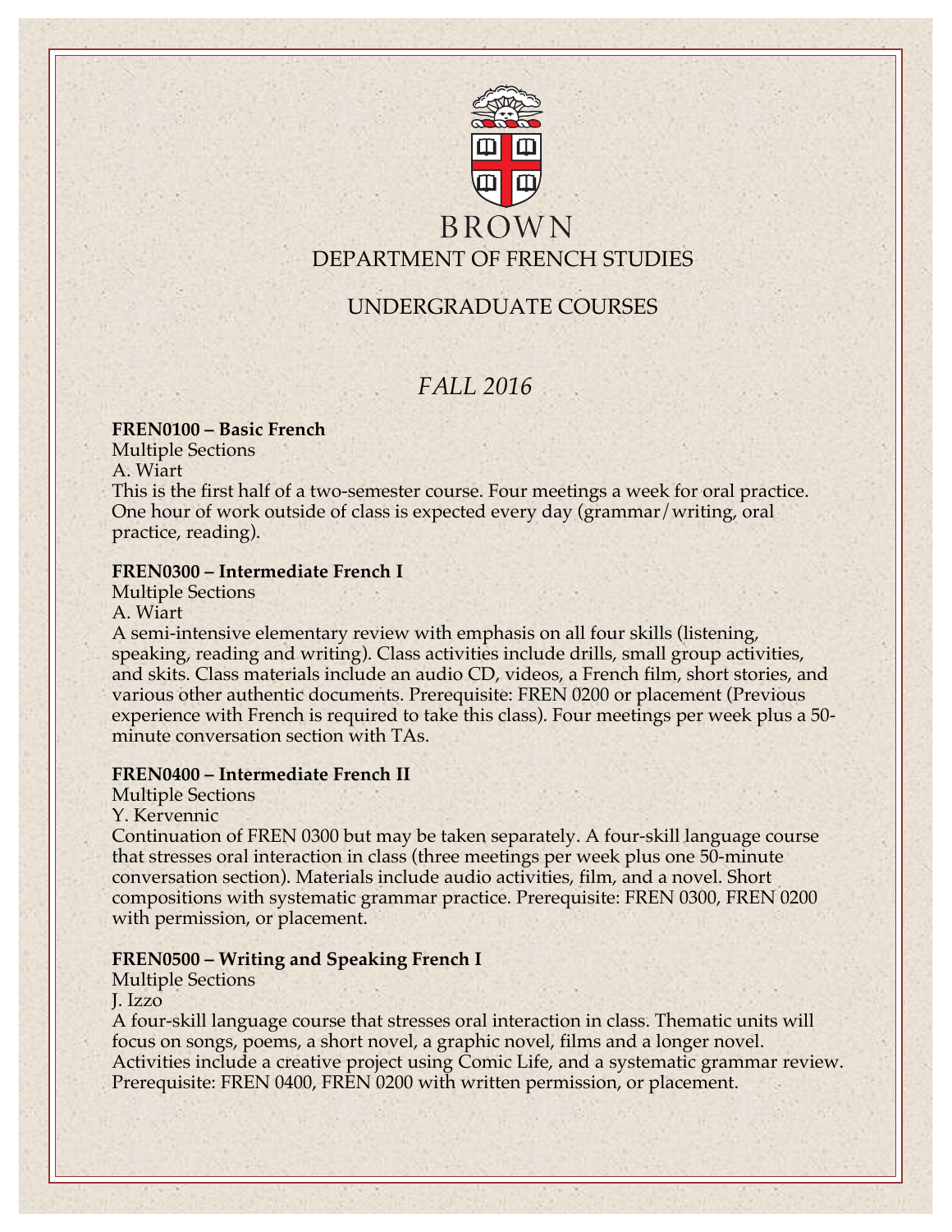# BROWN

## DEPARTMENT OF FRENCH STUDIES

## UNDERGRADUATE COURSES

## *FALL 2016*

**FREN0100 – Basic French**
Multiple Sections
A. Wiart
This is the first half of a two-semester course. Four meetings a week for oral practice. One hour of work outside of class is expected every day (grammar/writing, oral practice, reading).

**FREN0300 – Intermediate French I**
Multiple Sections
A. Wiart
A semi-intensive elementary review with emphasis on all four skills (listening, speaking, reading and writing). Class activities include drills, small group activities, and skits. Class materials include an audio CD, videos, a French film, short stories, and various other authentic documents. Prerequisite: FREN 0200 or placement (Previous experience with French is required to take this class). Four meetings per week plus a 50-minute conversation section with TAs.

**FREN0400 – Intermediate French II**
Multiple Sections
Y. Kervennic
Continuation of FREN 0300 but may be taken separately. A four-skill language course that stresses oral interaction in class (three meetings per week plus one 50-minute conversation section). Materials include audio activities, film, and a novel. Short compositions with systematic grammar practice. Prerequisite: FREN 0300, FREN 0200 with permission, or placement.

**FREN0500 – Writing and Speaking French I**
Multiple Sections
J. Izzo
A four-skill language course that stresses oral interaction in class. Thematic units will focus on songs, poems, a short novel, a graphic novel, films and a longer novel. Activities include a creative project using Comic Life, and a systematic grammar review. Prerequisite: FREN 0400, FREN 0200 with written permission, or placement.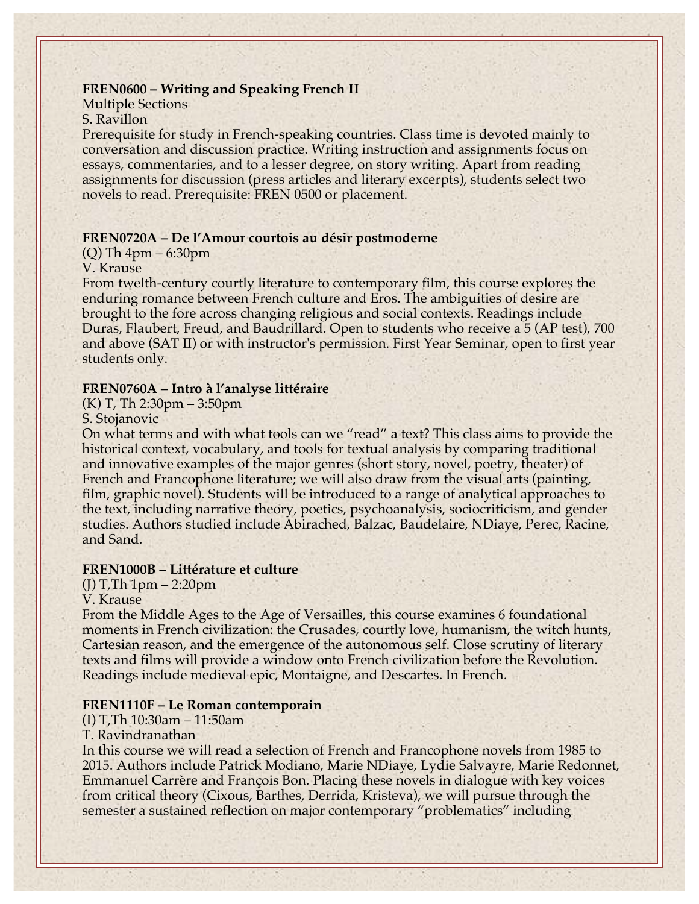**FREN0600 – Writing and Speaking French II**
Multiple Sections
S. Ravillon
Prerequisite for study in French-speaking countries. Class time is devoted mainly to conversation and discussion practice. Writing instruction and assignments focus on essays, commentaries, and to a lesser degree, on story writing. Apart from reading assignments for discussion (press articles and literary excerpts), students select two novels to read. Prerequisite: FREN 0500 or placement.

**FREN0720A – De l'Amour courtois au désir postmoderne**
(Q) Th 4pm – 6:30pm
V. Krause
From twelth-century courtly literature to contemporary film, this course explores the enduring romance between French culture and Eros. The ambiguities of desire are brought to the fore across changing religious and social contexts. Readings include Duras, Flaubert, Freud, and Baudrillard. Open to students who receive a 5 (AP test), 700 and above (SAT II) or with instructor's permission. First Year Seminar, open to first year students only.

**FREN0760A – Intro à l'analyse littéraire**
(K) T, Th 2:30pm – 3:50pm
S. Stojanovic
On what terms and with what tools can we "read" a text? This class aims to provide the historical context, vocabulary, and tools for textual analysis by comparing traditional and innovative examples of the major genres (short story, novel, poetry, theater) of French and Francophone literature; we will also draw from the visual arts (painting, film, graphic novel). Students will be introduced to a range of analytical approaches to the text, including narrative theory, poetics, psychoanalysis, sociocriticism, and gender studies. Authors studied include Abirached, Balzac, Baudelaire, NDiaye, Perec, Racine, and Sand.

**FREN1000B – Littérature et culture**
(J) T,Th 1pm – 2:20pm
V. Krause
From the Middle Ages to the Age of Versailles, this course examines 6 foundational moments in French civilization: the Crusades, courtly love, humanism, the witch hunts, Cartesian reason, and the emergence of the autonomous self. Close scrutiny of literary texts and films will provide a window onto French civilization before the Revolution. Readings include medieval epic, Montaigne, and Descartes. In French.

**FREN1110F – Le Roman contemporain**
(I) T,Th 10:30am – 11:50am
T. Ravindranathan
In this course we will read a selection of French and Francophone novels from 1985 to 2015. Authors include Patrick Modiano, Marie NDiaye, Lydie Salvayre, Marie Redonnet, Emmanuel Carrère and François Bon. Placing these novels in dialogue with key voices from critical theory (Cixous, Barthes, Derrida, Kristeva), we will pursue through the semester a sustained reflection on major contemporary "problematics" including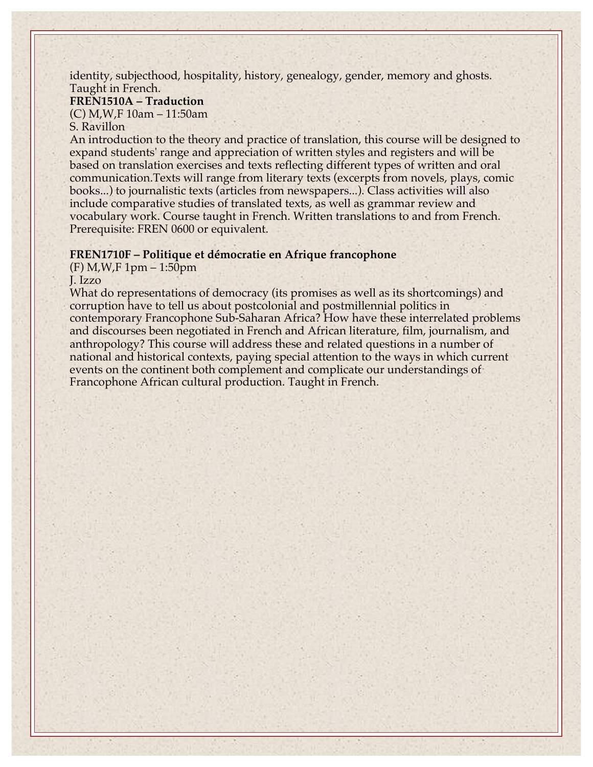identity, subjecthood, hospitality, history, genealogy, gender, memory and ghosts. Taught in French.

**FREN1510A – Traduction**
(C) M,W,F 10am – 11:50am
S. Ravillon
An introduction to the theory and practice of translation, this course will be designed to expand students' range and appreciation of written styles and registers and will be based on translation exercises and texts reflecting different types of written and oral communication.Texts will range from literary texts (excerpts from novels, plays, comic books...) to journalistic texts (articles from newspapers...). Class activities will also include comparative studies of translated texts, as well as grammar review and vocabulary work. Course taught in French. Written translations to and from French. Prerequisite: FREN 0600 or equivalent.

**FREN1710F – Politique et démocratie en Afrique francophone**
(F) M,W,F 1pm – 1:50pm
J. Izzo
What do representations of democracy (its promises as well as its shortcomings) and corruption have to tell us about postcolonial and postmillennial politics in contemporary Francophone Sub-Saharan Africa? How have these interrelated problems and discourses been negotiated in French and African literature, film, journalism, and anthropology? This course will address these and related questions in a number of national and historical contexts, paying special attention to the ways in which current events on the continent both complement and complicate our understandings of Francophone African cultural production. Taught in French.